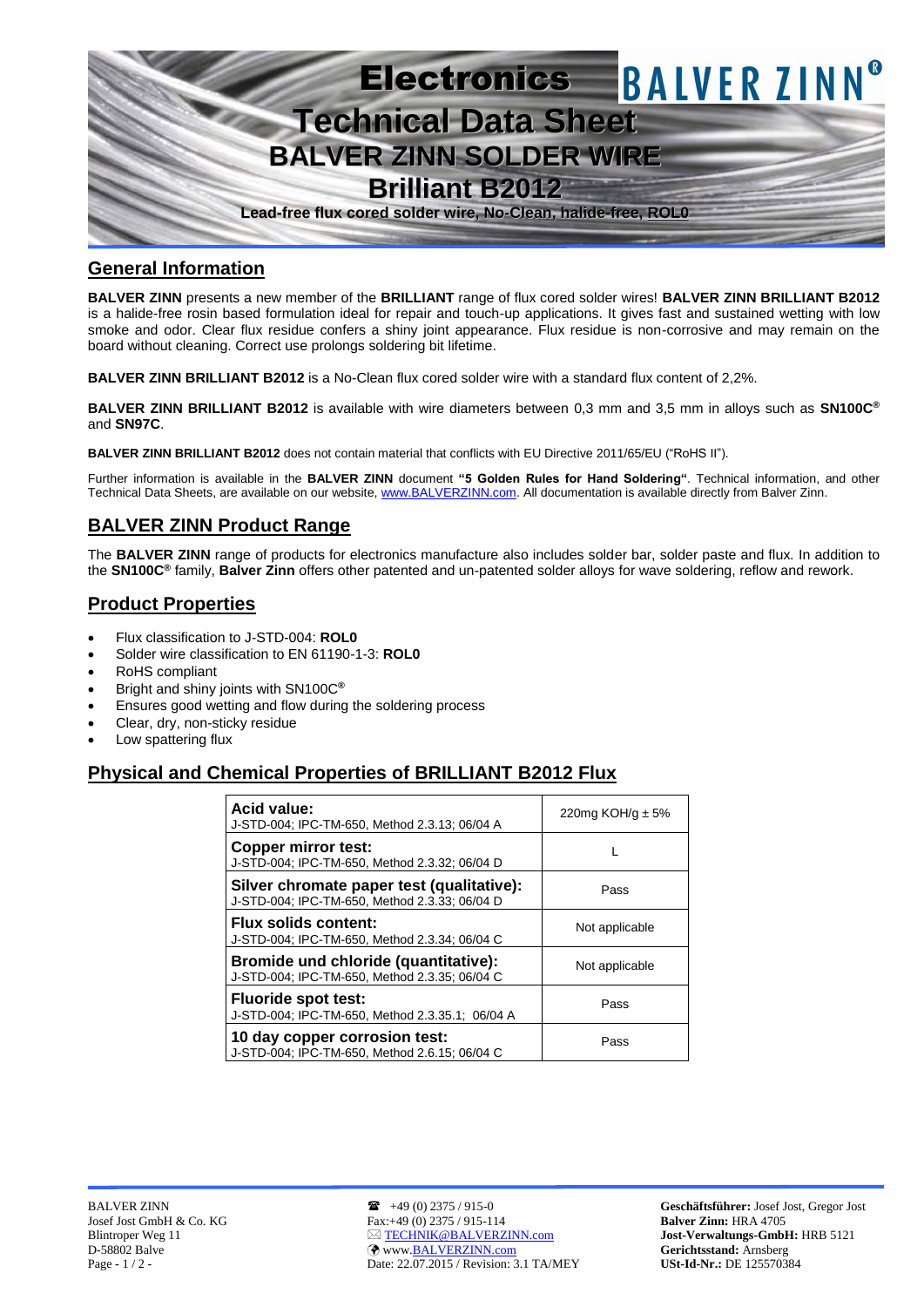# Electronics

**BALVER ZINN®**

# Technical Data Sheet

## BALVER ZINN SOLDER WIRE

## Brilliant B2012

**Lead-free flux cored solder wire, No-Clean, halide-free, ROL0**

## General Information

**BALVER ZINN** presents a new member of the **BRILLIANT** range of flux cored solder wires! **BALVER ZINN BRILLIANT B2012** is a halide-free rosin based formulation ideal for repair and touch-up applications. It gives fast and sustained wetting with low smoke and odor. Clear flux residue confers a shiny joint appearance. Flux residue is non-corrosive and may remain on the board without cleaning. Correct use prolongs soldering bit lifetime.

**BALVER ZINN BRILLIANT B2012** is a No-Clean flux cored solder wire with a standard flux content of 2,2%.

**BALVER ZINN BRILLIANT B2012** is available with wire diameters between 0,3 mm and 3,5 mm in alloys such as **SN100C®** and **SN97C**.

**BALVER ZINN BRILLIANT B2012** does not contain material that conflicts with EU Directive 2011/65/EU ("RoHS II").

Further information is available in the **BALVER ZINN** document **"5 Golden Rules for Hand Soldering"**. Technical information, and other Technical Data Sheets, are available on our website, www.BALVERZINN.com. All documentation is available directly from Balver Zinn.

## BALVER ZINN Product Range

The **BALVER ZINN** range of products for electronics manufacture also includes solder bar, solder paste and flux. In addition to the **SN100C®** family, **Balver Zinn** offers other patented and un-patented solder alloys for wave soldering, reflow and rework.

## Product Properties

- Flux classification to J-STD-004: **ROL0**
- Solder wire classification to EN 61190-1-3: **ROL0**
- RoHS compliant
- Bright and shiny joints with SN100C**®**
- Ensures good wetting and flow during the soldering process
- Clear, dry, non-sticky residue
- Low spattering flux

## Physical and Chemical Properties of BRILLIANT B2012 Flux

| Property | Value |
|---|---|
| **Acid value:** J-STD-004; IPC-TM-650, Method 2.3.13; 06/04 A | 220mg KOH/g ± 5% |
| **Copper mirror test:** J-STD-004; IPC-TM-650, Method 2.3.32; 06/04 D | L |
| **Silver chromate paper test (qualitative):** J-STD-004; IPC-TM-650, Method 2.3.33; 06/04 D | Pass |
| **Flux solids content:** J-STD-004; IPC-TM-650, Method 2.3.34; 06/04 C | Not applicable |
| **Bromide und chloride (quantitative):** J-STD-004; IPC-TM-650, Method 2.3.35; 06/04 C | Not applicable |
| **Fluoride spot test:** J-STD-004; IPC-TM-650, Method 2.3.35.1; 06/04 A | Pass |
| **10 day copper corrosion test:** J-STD-004; IPC-TM-650, Method 2.6.15; 06/04 C | Pass |

BALVER ZINN
Josef Jost GmbH & Co. KG
Blintroper Weg 11
D-58802 Balve

+49 (0) 2375 / 915-0
Fax:+49 (0) 2375 / 915-114
TECHNIK@BALVERZINN.com
www.BALVERZINN.com
Date: 22.07.2015 / Revision: 3.1 TA/MEY

**Geschäftsführer:** Josef Jost, Gregor Jost
**Balver Zinn:** HRA 4705
**Jost-Verwaltungs-GmbH:** HRB 5121
**Gerichtsstand:** Arnsberg
**USt-Id-Nr.:** DE 125570384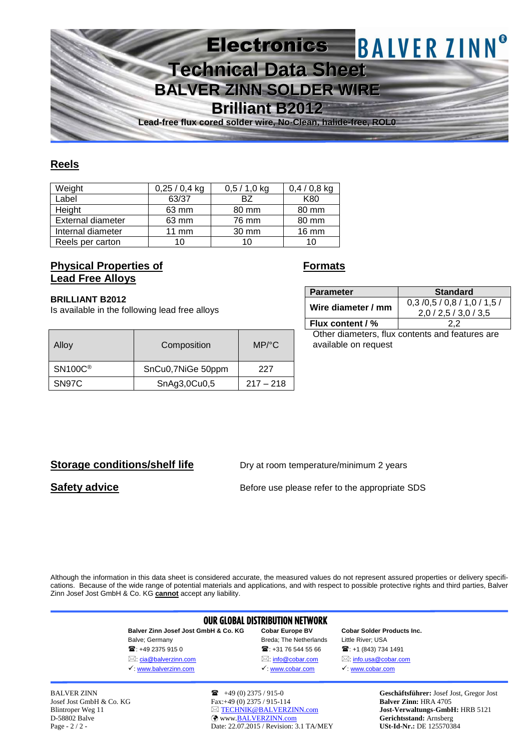# Electronics

# Technical Data Sheet

## BALVER ZINN SOLDER WIRE

## Brilliant B2012

**Lead-free flux cored solder wire, No-Clean, halide-free, ROL0**

## Reels

| Weight | 0,25 / 0,4 kg | 0,5 / 1,0 kg | 0,4 / 0,8 kg |
|---|---|---|---|
| Label | 63/37 | BZ | K80 |
| Height | 63 mm | 80 mm | 80 mm |
| External diameter | 63 mm | 76 mm | 80 mm |
| Internal diameter | 11 mm | 30 mm | 16 mm |
| Reels per carton | 10 | 10 | 10 |

## Physical Properties of Lead Free Alloys

**BRILLIANT B2012**

Is available in the following lead free alloys

| Alloy | Composition | MP/°C |
|---|---|---|
| SN100C® | SnCu0,7NiGe 50ppm | 227 |
| SN97C | SnAg3,0Cu0,5 | 217 – 218 |

## Formats

| Parameter | Standard |
|---|---|
| Wire diameter / mm | 0,3 /0,5 / 0,8 / 1,0 / 1,5 / 2,0 / 2,5 / 3,0 / 3,5 |
| Flux content / % | 2,2 |

Other diameters, flux contents and features are available on request

## Storage conditions/shelf life

Dry at room temperature/minimum 2 years

## Safety advice

Before use please refer to the appropriate SDS

Although the information in this data sheet is considered accurate, the measured values do not represent assured properties or delivery specifications. Because of the wide range of potential materials and applications, and with respect to possible protective rights and third parties, Balver Zinn Josef Jost GmbH & Co. KG **cannot** accept any liability.

## OUR GLOBAL DISTRIBUTION NETWORK

**Balver Zinn Josef Jost GmbH & Co. KG**
Balve; Germany
☎: +49 2375 915 0
✉: cia@balverzinn.com
✓: www.balverzinn.com

**Cobar Europe BV**
Breda; The Netherlands
☎: +31 76 544 55 66
✉: info@cobar.com
✓: www.cobar.com

**Cobar Solder Products Inc.**
Little River; USA
☎: +1 (843) 734 1491
✉: info.usa@cobar.com
✓: www.cobar.com

BALVER ZINN
Josef Jost GmbH & Co. KG
Blintroper Weg 11
D-58802 Balve

☎ +49 (0) 2375 / 915-0
Fax:+49 (0) 2375 / 915-114
✉ TECHNIK@BALVERZINN.com
www.BALVERZINN.com
Date: 22.07.2015 / Revision: 3.1 TA/MEY

**Geschäftsführer:** Josef Jost, Gregor Jost
**Balver Zinn:** HRA 4705
**Jost-Verwaltungs-GmbH:** HRB 5121
**Gerichtsstand:** Arnsberg
**USt-Id-Nr.:** DE 125570384